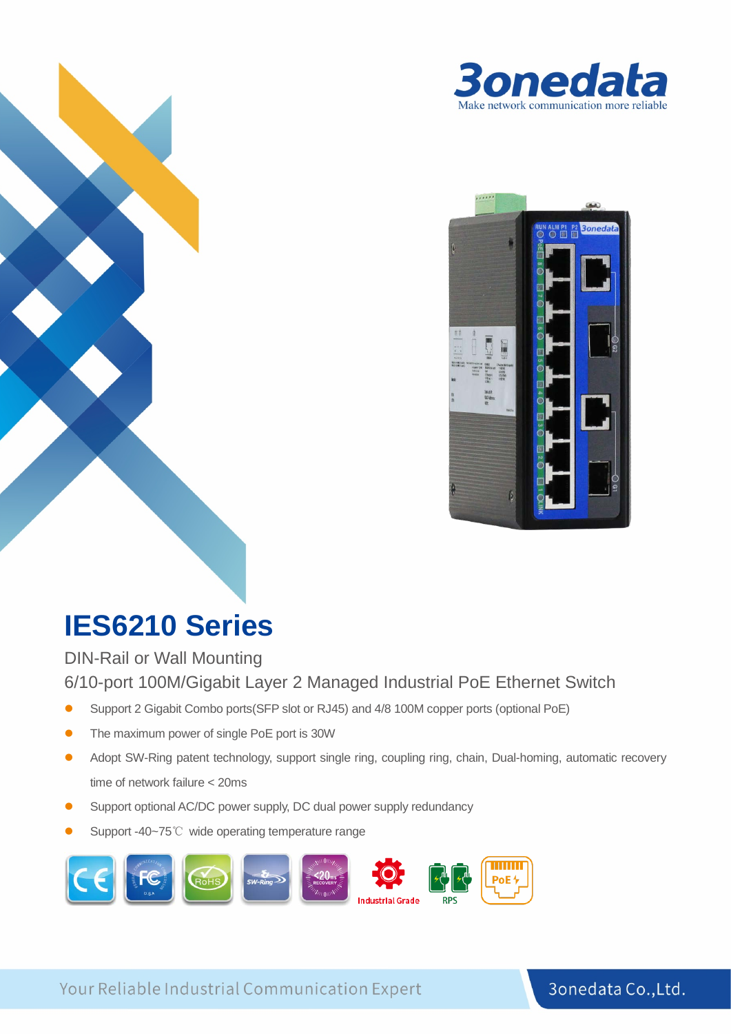3onedata

Make network communication more reliable

# IES6210 Series

DIN-Rail or Wall Mounting

6/10-port 100M/Gigabit Layer 2 Managed Industrial PoE Ethernet Switch

- Support 2 Gigabit Combo ports(SFP slot or RJ45) and 4/8 100M copper ports (optional PoE)
- The maximum power of single PoE port is 30W
- Adopt SW-Ring patent technology, support single ring, coupling ring, chain, Dual-homing, automatic recovery time of network failure < 20ms
- Support optional AC/DC power supply, DC dual power supply redundancy
- Support -40~75℃ wide operating temperature range

Your Reliable Industrial Communication Expert

3onedata Co.,Ltd.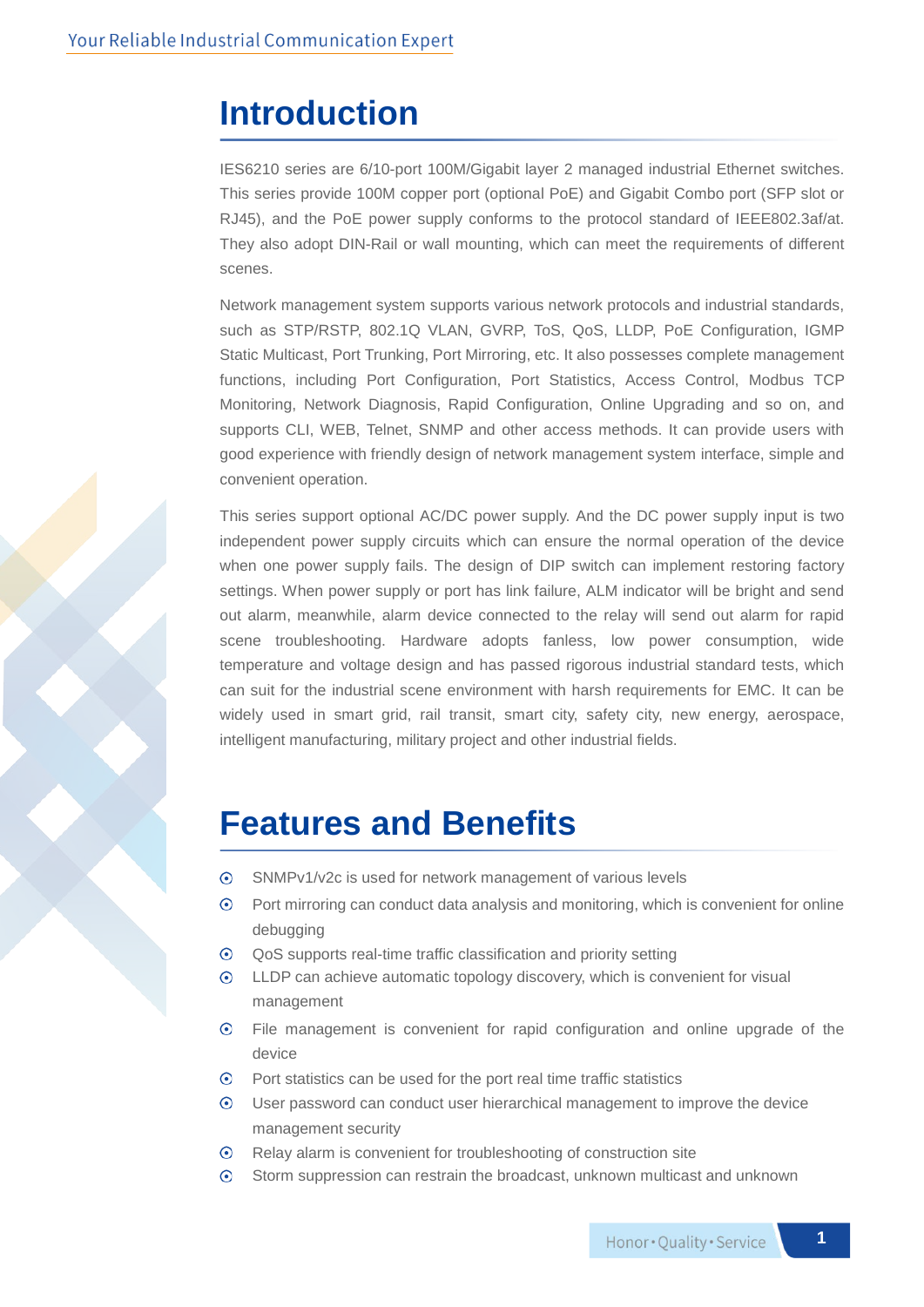# Introduction

IES6210 series are 6/10-port 100M/Gigabit layer 2 managed industrial Ethernet switches. This series provide 100M copper port (optional PoE) and Gigabit Combo port (SFP slot or RJ45), and the PoE power supply conforms to the protocol standard of IEEE802.3af/at. They also adopt DIN-Rail or wall mounting, which can meet the requirements of different scenes.

Network management system supports various network protocols and industrial standards, such as STP/RSTP, 802.1Q VLAN, GVRP, ToS, QoS, LLDP, PoE Configuration, IGMP Static Multicast, Port Trunking, Port Mirroring, etc. It also possesses complete management functions, including Port Configuration, Port Statistics, Access Control, Modbus TCP Monitoring, Network Diagnosis, Rapid Configuration, Online Upgrading and so on, and supports CLI, WEB, Telnet, SNMP and other access methods. It can provide users with good experience with friendly design of network management system interface, simple and convenient operation.

This series support optional AC/DC power supply. And the DC power supply input is two independent power supply circuits which can ensure the normal operation of the device when one power supply fails. The design of DIP switch can implement restoring factory settings. When power supply or port has link failure, ALM indicator will be bright and send out alarm, meanwhile, alarm device connected to the relay will send out alarm for rapid scene troubleshooting. Hardware adopts fanless, low power consumption, wide temperature and voltage design and has passed rigorous industrial standard tests, which can suit for the industrial scene environment with harsh requirements for EMC. It can be widely used in smart grid, rail transit, smart city, safety city, new energy, aerospace, intelligent manufacturing, military project and other industrial fields.

# Features and Benefits

- SNMPv1/v2c is used for network management of various levels
- Port mirroring can conduct data analysis and monitoring, which is convenient for online debugging
- QoS supports real-time traffic classification and priority setting
- LLDP can achieve automatic topology discovery, which is convenient for visual management
- File management is convenient for rapid configuration and online upgrade of the device
- Port statistics can be used for the port real time traffic statistics
- User password can conduct user hierarchical management to improve the device management security
- Relay alarm is convenient for troubleshooting of construction site
- Storm suppression can restrain the broadcast, unknown multicast and unknown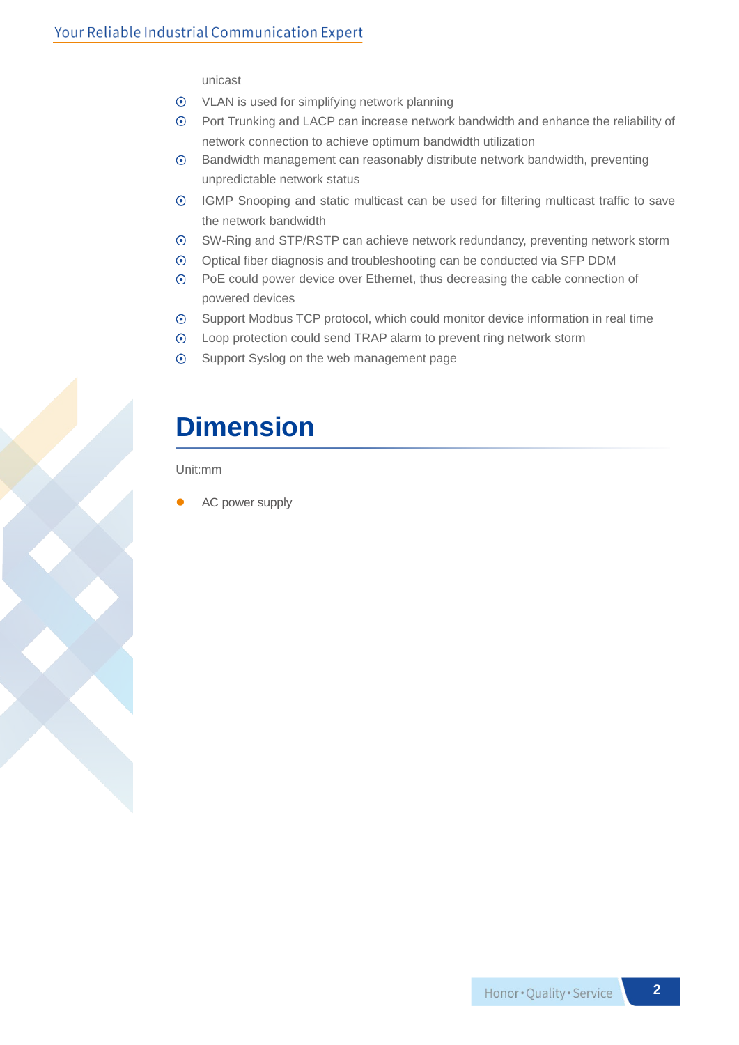unicast

- VLAN is used for simplifying network planning
- Port Trunking and LACP can increase network bandwidth and enhance the reliability of network connection to achieve optimum bandwidth utilization
- Bandwidth management can reasonably distribute network bandwidth, preventing unpredictable network status
- IGMP Snooping and static multicast can be used for filtering multicast traffic to save the network bandwidth
- SW-Ring and STP/RSTP can achieve network redundancy, preventing network storm
- Optical fiber diagnosis and troubleshooting can be conducted via SFP DDM
- PoE could power device over Ethernet, thus decreasing the cable connection of powered devices
- Support Modbus TCP protocol, which could monitor device information in real time
- Loop protection could send TRAP alarm to prevent ring network storm
- Support Syslog on the web management page

# Dimension

Unit:mm

- AC power supply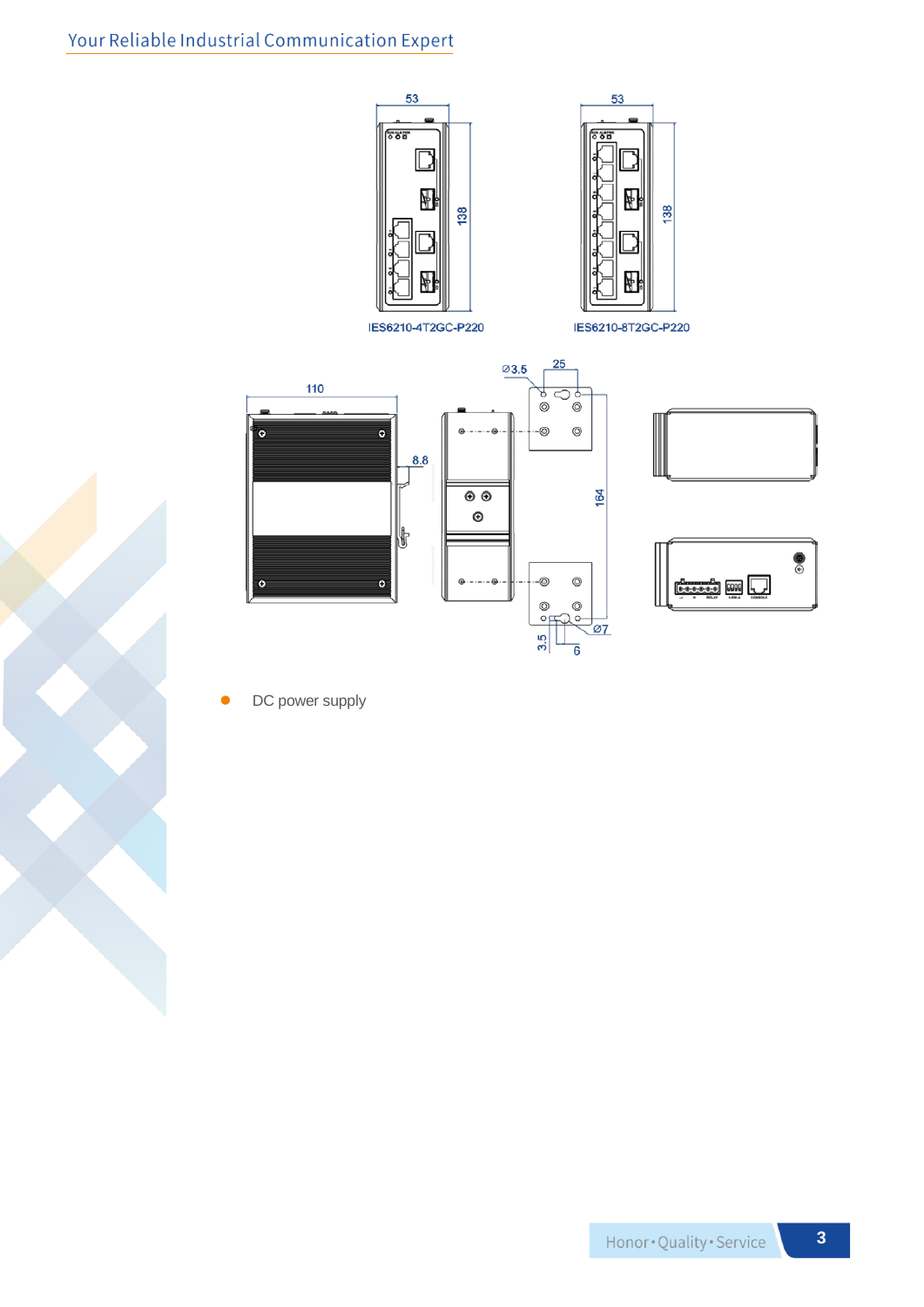IES6210-4T2GC-P220

IES6210-8T2GC-P220

- DC power supply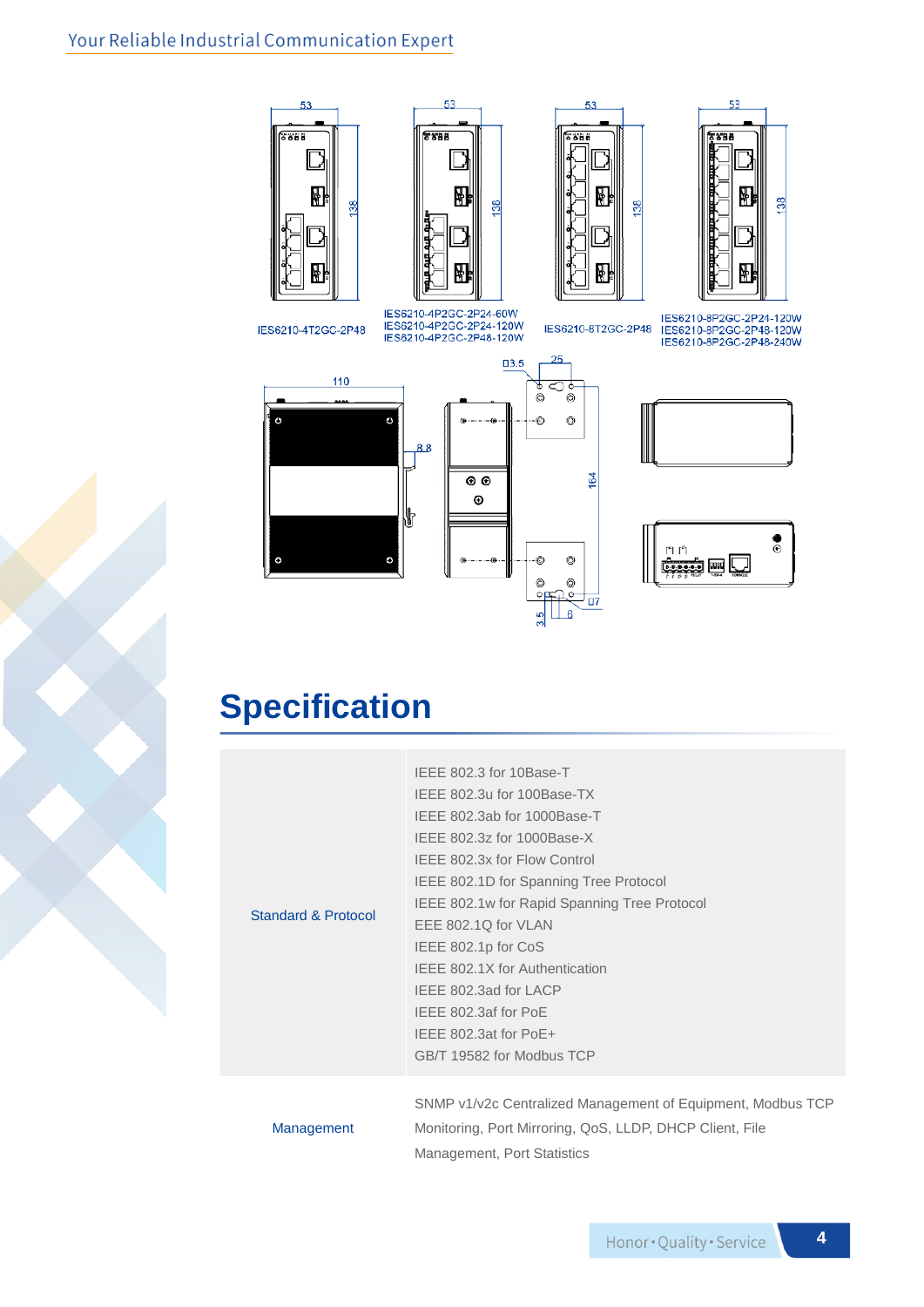IES6210-4T2GC-2P48

IES6210-4P2GC-2P24-60W
IES6210-4P2GC-2P24-120W
IES6210-4P2GC-2P48-120W

IES6210-8T2GC-2P48

IES6210-8P2GC-2P24-120W
IES6210-8P2GC-2P48-120W
IES6210-8P2GC-2P48-240W

## Specification

| | |
|---|---|
| Standard & Protocol | IEEE 802.3 for 10Base-T<br>IEEE 802.3u for 100Base-TX<br>IEEE 802.3ab for 1000Base-T<br>IEEE 802.3z for 1000Base-X<br>IEEE 802.3x for Flow Control<br>IEEE 802.1D for Spanning Tree Protocol<br>IEEE 802.1w for Rapid Spanning Tree Protocol<br>EEE 802.1Q for VLAN<br>IEEE 802.1p for CoS<br>IEEE 802.1X for Authentication<br>IEEE 802.3ad for LACP<br>IEEE 802.3af for PoE<br>IEEE 802.3at for PoE+<br>GB/T 19582 for Modbus TCP |
| Management | SNMP v1/v2c Centralized Management of Equipment, Modbus TCP Monitoring, Port Mirroring, QoS, LLDP, DHCP Client, File Management, Port Statistics |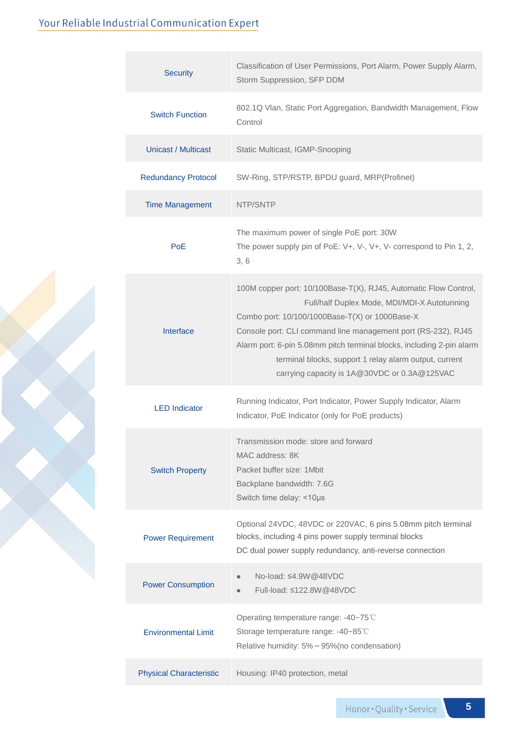| | |
|---|---|
| Security | Classification of User Permissions, Port Alarm, Power Supply Alarm, Storm Suppression, SFP DDM |
| Switch Function | 802.1Q Vlan, Static Port Aggregation, Bandwidth Management, Flow Control |
| Unicast / Multicast | Static Multicast, IGMP-Snooping |
| Redundancy Protocol | SW-Ring, STP/RSTP, BPDU guard, MRP(Profinet) |
| Time Management | NTP/SNTP |
| PoE | The maximum power of single PoE port: 30W<br>The power supply pin of PoE: V+, V-, V+, V- correspond to Pin 1, 2, 3, 6 |
| Interface | 100M copper port: 10/100Base-T(X), RJ45, Automatic Flow Control, Full/half Duplex Mode, MDI/MDI-X Autotunning<br>Combo port: 10/100/1000Base-T(X) or 1000Base-X<br>Console port: CLI command line management port (RS-232), RJ45<br>Alarm port: 6-pin 5.08mm pitch terminal blocks, including 2-pin alarm terminal blocks, support 1 relay alarm output, current carrying capacity is 1A@30VDC or 0.3A@125VAC |
| LED Indicator | Running Indicator, Port Indicator, Power Supply Indicator, Alarm Indicator, PoE Indicator (only for PoE products) |
| Switch Property | Transmission mode: store and forward<br>MAC address: 8K<br>Packet buffer size: 1Mbit<br>Backplane bandwidth: 7.6G<br>Switch time delay: <10μs |
| Power Requirement | Optional 24VDC, 48VDC or 220VAC, 6 pins 5.08mm pitch terminal blocks, including 4 pins power supply terminal blocks<br>DC dual power supply redundancy, anti-reverse connection |
| Power Consumption | • No-load: ≤4.9W@48VDC<br>• Full-load: ≤122.8W@48VDC |
| Environmental Limit | Operating temperature range: -40~75℃<br>Storage temperature range: -40~85℃<br>Relative humidity: 5%～95%(no condensation) |
| Physical Characteristic | Housing: IP40 protection, metal |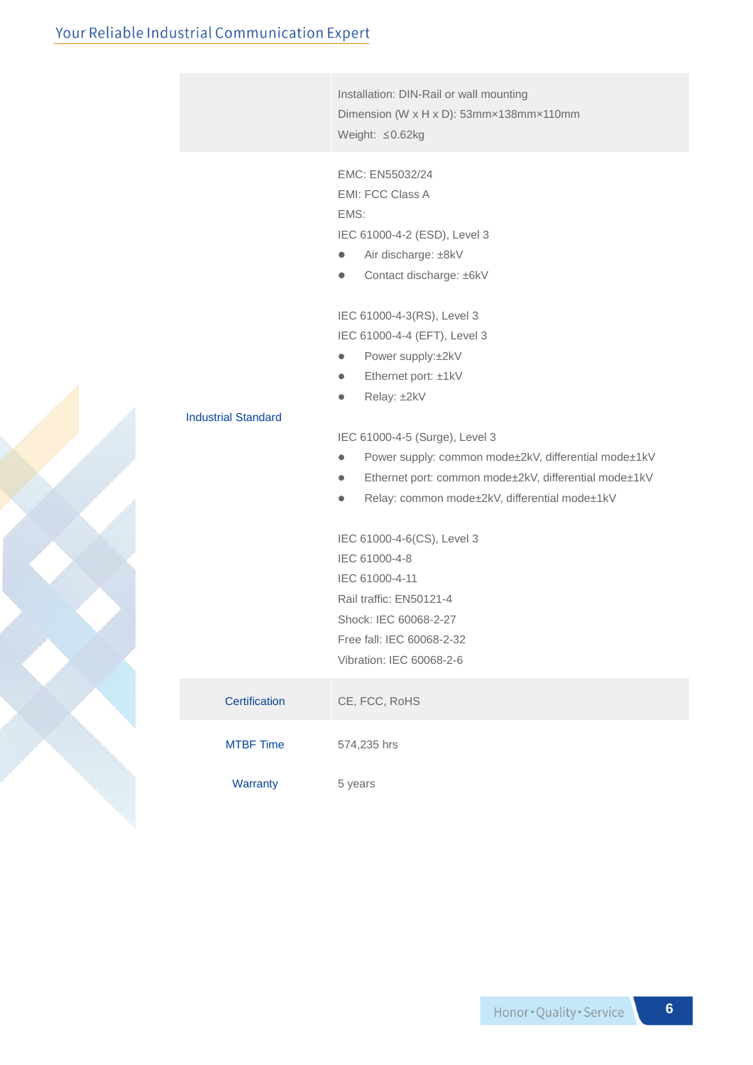| | |
|---|---|
| | Installation: DIN-Rail or wall mounting<br>Dimension (W x H x D): 53mm×138mm×110mm<br>Weight: ≤0.62kg |
| Industrial Standard | EMC: EN55032/24<br>EMI: FCC Class A<br>EMS:<br>IEC 61000-4-2 (ESD), Level 3<br>● Air discharge: ±8kV<br>● Contact discharge: ±6kV<br><br>IEC 61000-4-3(RS), Level 3<br>IEC 61000-4-4 (EFT), Level 3<br>● Power supply:±2kV<br>● Ethernet port: ±1kV<br>● Relay: ±2kV<br><br>IEC 61000-4-5 (Surge), Level 3<br>● Power supply: common mode±2kV, differential mode±1kV<br>● Ethernet port: common mode±2kV, differential mode±1kV<br>● Relay: common mode±2kV, differential mode±1kV<br><br>IEC 61000-4-6(CS), Level 3<br>IEC 61000-4-8<br>IEC 61000-4-11<br>Rail traffic: EN50121-4<br>Shock: IEC 60068-2-27<br>Free fall: IEC 60068-2-32<br>Vibration: IEC 60068-2-6 |
| Certification | CE, FCC, RoHS |
| MTBF Time | 574,235 hrs |
| Warranty | 5 years |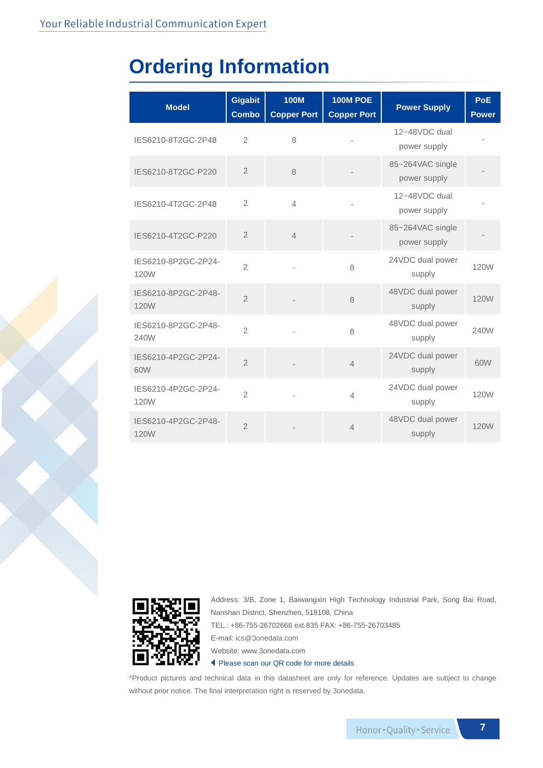# Ordering Information

| Model | Gigabit Combo | 100M Copper Port | 100M POE Copper Port | Power Supply | PoE Power |
|---|---|---|---|---|---|
| IES6210-8T2GC-2P48 | 2 | 8 | - | 12~48VDC dual power supply | - |
| IES6210-8T2GC-P220 | 2 | 8 | - | 85~264VAC single power supply | - |
| IES6210-4T2GC-2P48 | 2 | 4 | - | 12~48VDC dual power supply | - |
| IES6210-4T2GC-P220 | 2 | 4 | - | 85~264VAC single power supply | - |
| IES6210-8P2GC-2P24-120W | 2 | - | 8 | 24VDC dual power supply | 120W |
| IES6210-8P2GC-2P48-120W | 2 | - | 8 | 48VDC dual power supply | 120W |
| IES6210-8P2GC-2P48-240W | 2 | - | 8 | 48VDC dual power supply | 240W |
| IES6210-4P2GC-2P24-60W | 2 | - | 4 | 24VDC dual power supply | 60W |
| IES6210-4P2GC-2P24-120W | 2 | - | 4 | 24VDC dual power supply | 120W |
| IES6210-4P2GC-2P48-120W | 2 | - | 4 | 48VDC dual power supply | 120W |

Address: 3/B, Zone 1, Baiwangxin High Technology Industrial Park, Song Bai Road, Nanshan District, Shenzhen, 518108, China

TEL.: +86-755-26702668 ext 835 FAX: +86-755-26703485

E-mail: ics@3onedata.com

Website: www.3onedata.com

Please scan our QR code for more details

*Product pictures and technical data in this datasheet are only for reference. Updates are subject to change without prior notice. The final interpretation right is reserved by 3onedata.